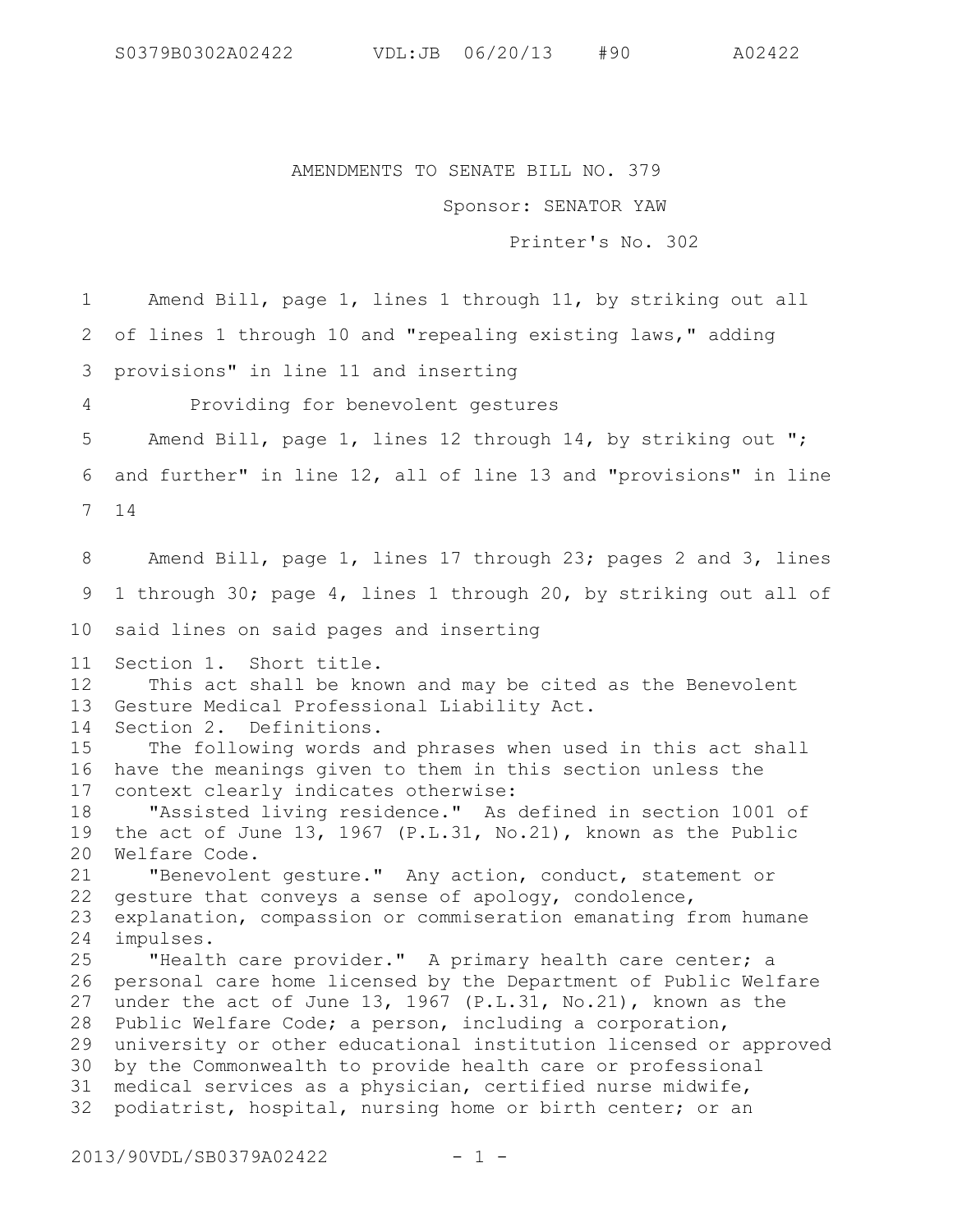AMENDMENTS TO SENATE BILL NO. 379

Sponsor: SENATOR YAW

Printer's No. 302

Amend Bill, page 1, lines 1 through 11, by striking out all of lines 1 through 10 and "repealing existing laws," adding provisions" in line 11 and inserting

Providing for benevolent gestures

Amend Bill, page 1, lines 12 through 14, by striking out "; and further" in line 12, all of line 13 and "provisions" in line 14

Amend Bill, page 1, lines 17 through 23; pages 2 and 3, lines 1 through 30; page 4, lines 1 through 20, by striking out all of said lines on said pages and inserting

Section 1. Short title.

This act shall be known and may be cited as the Benevolent Gesture Medical Professional Liability Act.

Section 2. Definitions.

The following words and phrases when used in this act shall have the meanings given to them in this section unless the context clearly indicates otherwise:

"Assisted living residence." As defined in section 1001 of the act of June 13, 1967 (P.L.31, No.21), known as the Public Welfare Code.

"Benevolent gesture." Any action, conduct, statement or gesture that conveys a sense of apology, condolence, explanation, compassion or commiseration emanating from humane impulses.

"Health care provider." A primary health care center; a personal care home licensed by the Department of Public Welfare under the act of June 13, 1967 (P.L.31, No.21), known as the Public Welfare Code; a person, including a corporation, university or other educational institution licensed or approved by the Commonwealth to provide health care or professional medical services as a physician, certified nurse midwife, podiatrist, hospital, nursing home or birth center; or an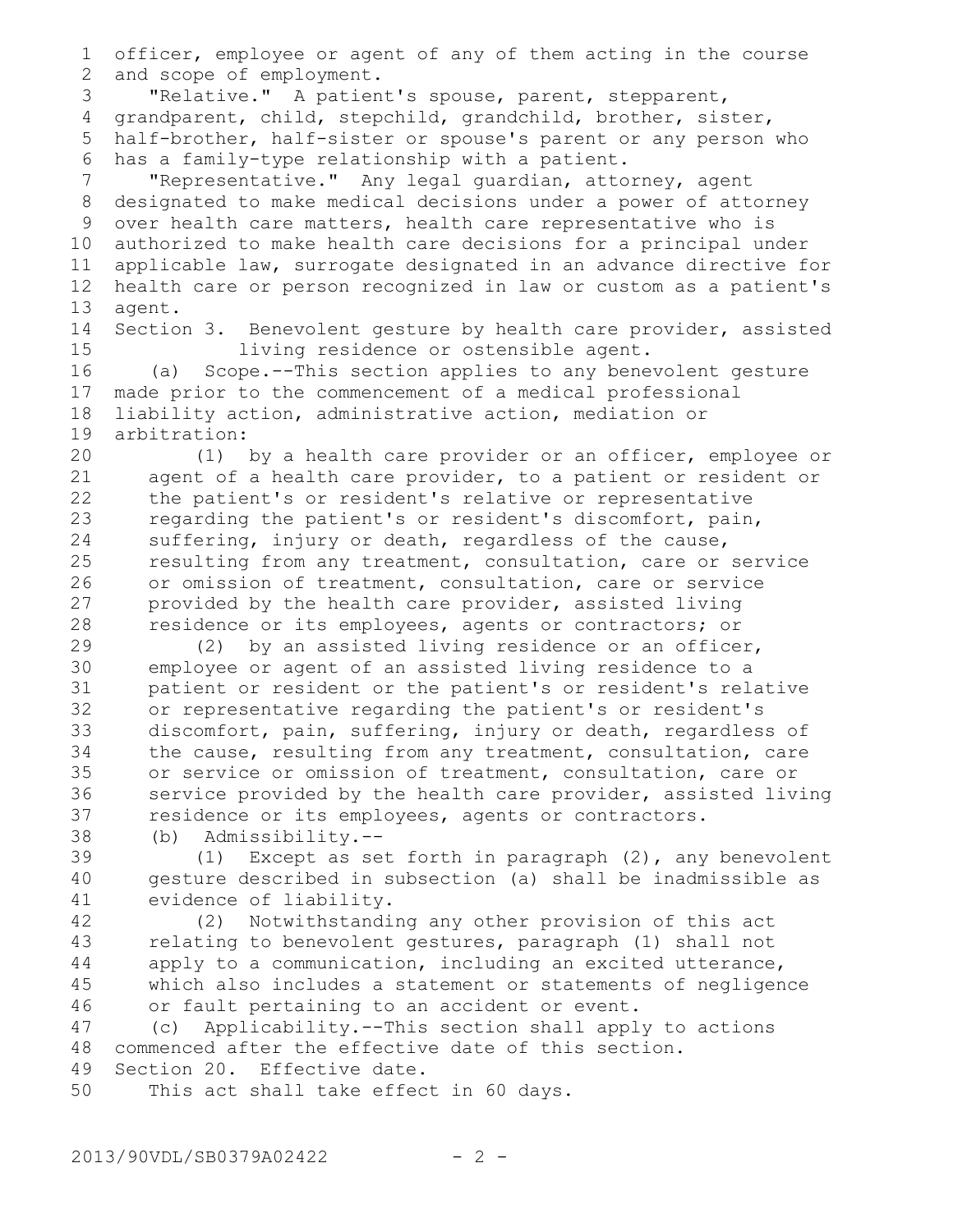officer, employee or agent of any of them acting in the course and scope of employment.

"Relative." A patient's spouse, parent, stepparent, grandparent, child, stepchild, grandchild, brother, sister, half-brother, half-sister or spouse's parent or any person who has a family-type relationship with a patient.

"Representative." Any legal guardian, attorney, agent designated to make medical decisions under a power of attorney over health care matters, health care representative who is authorized to make health care decisions for a principal under applicable law, surrogate designated in an advance directive for health care or person recognized in law or custom as a patient's agent.

Section 3. Benevolent gesture by health care provider, assisted living residence or ostensible agent.

(a) Scope.--This section applies to any benevolent gesture made prior to the commencement of a medical professional liability action, administrative action, mediation or arbitration:

(1) by a health care provider or an officer, employee or agent of a health care provider, to a patient or resident or the patient's or resident's relative or representative regarding the patient's or resident's discomfort, pain, suffering, injury or death, regardless of the cause, resulting from any treatment, consultation, care or service or omission of treatment, consultation, care or service provided by the health care provider, assisted living residence or its employees, agents or contractors; or

(2) by an assisted living residence or an officer, employee or agent of an assisted living residence to a patient or resident or the patient's or resident's relative or representative regarding the patient's or resident's discomfort, pain, suffering, injury or death, regardless of the cause, resulting from any treatment, consultation, care or service or omission of treatment, consultation, care or service provided by the health care provider, assisted living residence or its employees, agents or contractors.

(b) Admissibility.--

(1) Except as set forth in paragraph (2), any benevolent gesture described in subsection (a) shall be inadmissible as evidence of liability.

(2) Notwithstanding any other provision of this act relating to benevolent gestures, paragraph (1) shall not apply to a communication, including an excited utterance, which also includes a statement or statements of negligence or fault pertaining to an accident or event.

(c) Applicability.--This section shall apply to actions commenced after the effective date of this section.

Section 20. Effective date.

This act shall take effect in 60 days.